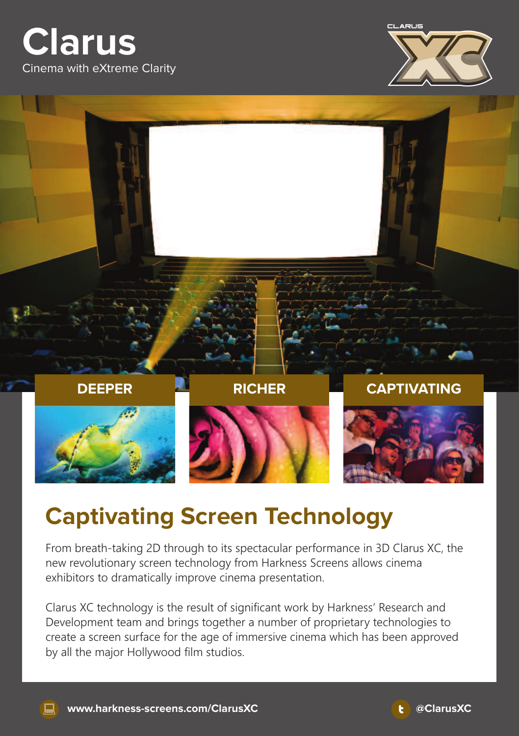# Clarus

Cinema with eXtreme Clarity

**DEEPER**

**RICHER**

**CAPTIVATING**

## Captivating Screen Technology

From breath-taking 2D through to its spectacular performance in 3D Clarus XC, the new revolutionary screen technology from Harkness Screens allows cinema exhibitors to dramatically improve cinema presentation.

Clarus XC technology is the result of significant work by Harkness' Research and Development team and brings together a number of proprietary technologies to create a screen surface for the age of immersive cinema which has been approved by all the major Hollywood film studios.

**www.harkness-screens.com/ClarusXC**

**@ClarusXC**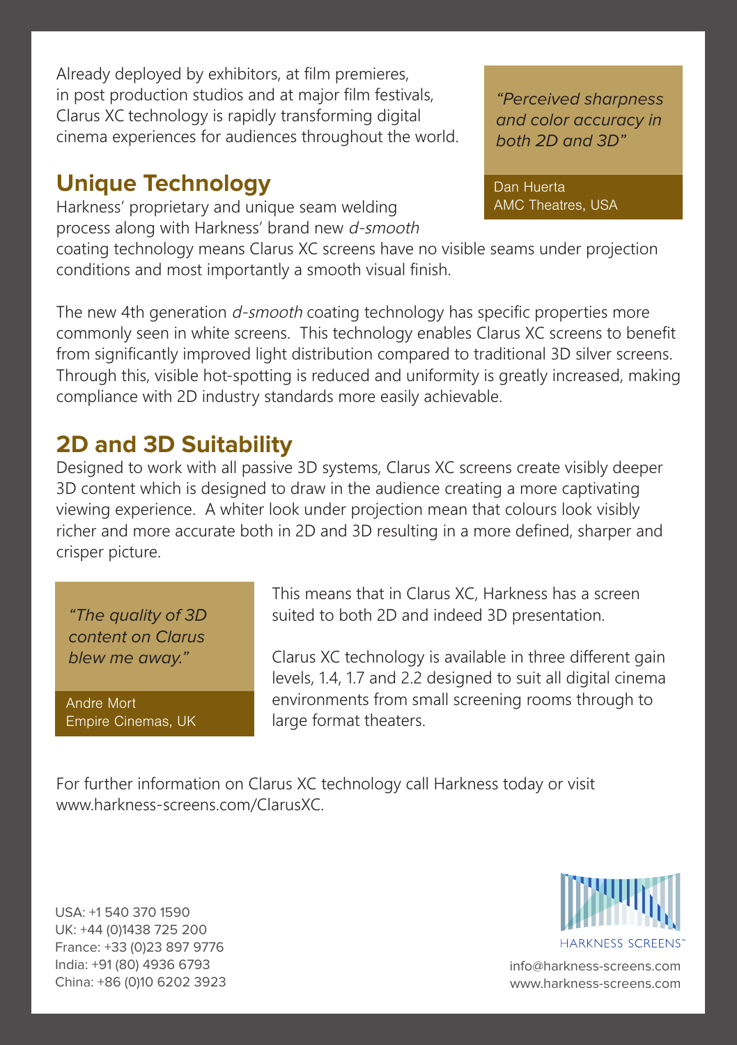Already deployed by exhibitors, at film premieres, in post production studios and at major film festivals, Clarus XC technology is rapidly transforming digital cinema experiences for audiences throughout the world.

> *"Perceived sharpness and color accuracy in both 2D and 3D"*
>
> Dan Huerta
> AMC Theatres, USA

## Unique Technology

Harkness' proprietary and unique seam welding process along with Harkness' brand new *d-smooth* coating technology means Clarus XC screens have no visible seams under projection conditions and most importantly a smooth visual finish.

The new 4th generation *d-smooth* coating technology has specific properties more commonly seen in white screens. This technology enables Clarus XC screens to benefit from significantly improved light distribution compared to traditional 3D silver screens. Through this, visible hot-spotting is reduced and uniformity is greatly increased, making compliance with 2D industry standards more easily achievable.

## 2D and 3D Suitability

Designed to work with all passive 3D systems, Clarus XC screens create visibly deeper 3D content which is designed to draw in the audience creating a more captivating viewing experience. A whiter look under projection mean that colours look visibly richer and more accurate both in 2D and 3D resulting in a more defined, sharper and crisper picture.

> *"The quality of 3D content on Clarus blew me away."*
>
> Andre Mort
> Empire Cinemas, UK

This means that in Clarus XC, Harkness has a screen suited to both 2D and indeed 3D presentation.

Clarus XC technology is available in three different gain levels, 1.4, 1.7 and 2.2 designed to suit all digital cinema environments from small screening rooms through to large format theaters.

For further information on Clarus XC technology call Harkness today or visit www.harkness-screens.com/ClarusXC.

USA: +1 540 370 1590
UK: +44 (0)1438 725 200
France: +33 (0)23 897 9776
India: +91 (80) 4936 6793
China: +86 (0)10 6202 3923

HARKNESS SCREENS™

info@harkness-screens.com
www.harkness-screens.com